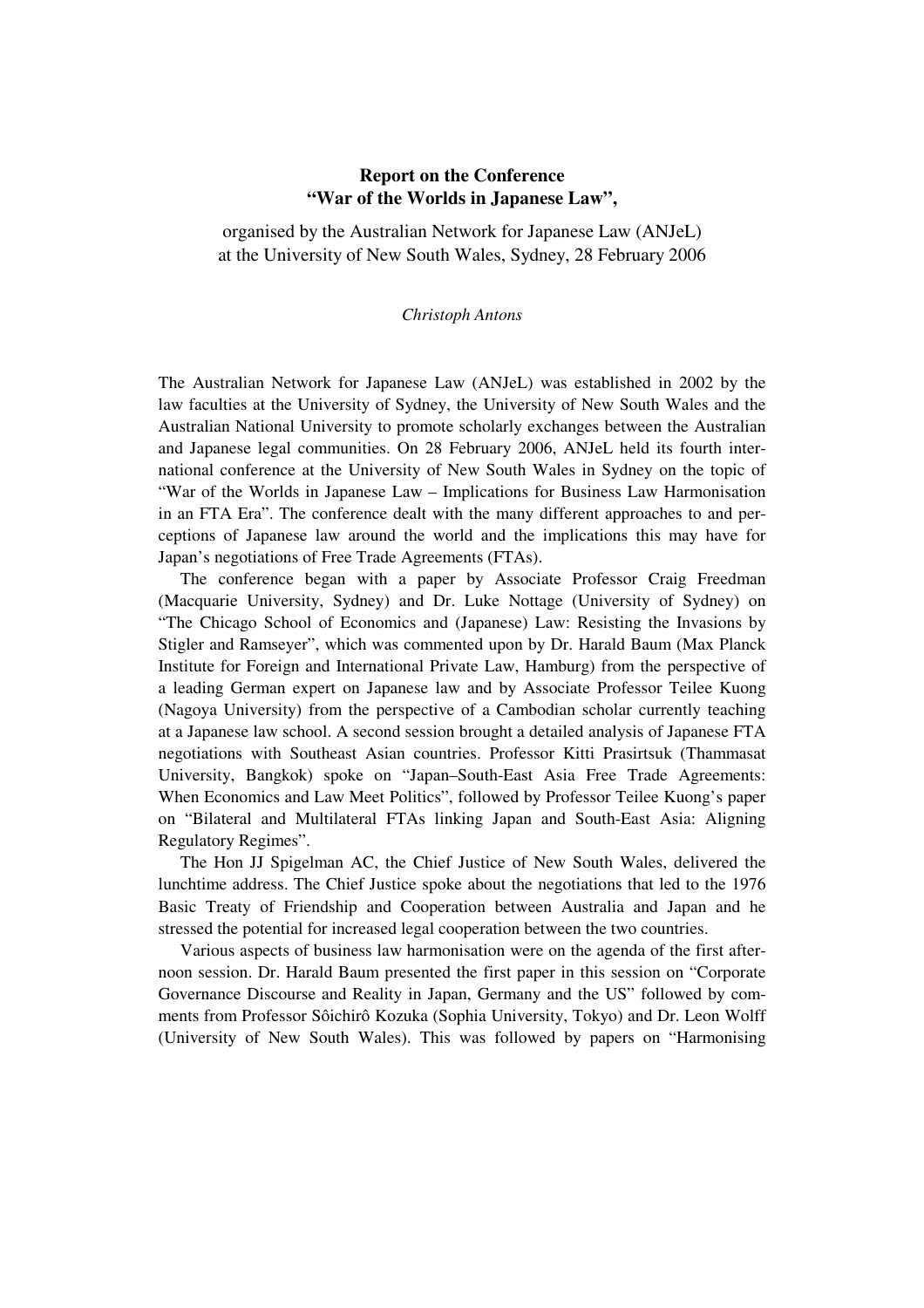# Report on the Conference "War of the Worlds in Japanese Law",

organised by the Australian Network for Japanese Law (ANJeL) at the University of New South Wales, Sydney, 28 February 2006

*Christoph Antons*

The Australian Network for Japanese Law (ANJeL) was established in 2002 by the law faculties at the University of Sydney, the University of New South Wales and the Australian National University to promote scholarly exchanges between the Australian and Japanese legal communities. On 28 February 2006, ANJeL held its fourth international conference at the University of New South Wales in Sydney on the topic of "War of the Worlds in Japanese Law – Implications for Business Law Harmonisation in an FTA Era". The conference dealt with the many different approaches to and perceptions of Japanese law around the world and the implications this may have for Japan's negotiations of Free Trade Agreements (FTAs).

The conference began with a paper by Associate Professor Craig Freedman (Macquarie University, Sydney) and Dr. Luke Nottage (University of Sydney) on "The Chicago School of Economics and (Japanese) Law: Resisting the Invasions by Stigler and Ramseyer", which was commented upon by Dr. Harald Baum (Max Planck Institute for Foreign and International Private Law, Hamburg) from the perspective of a leading German expert on Japanese law and by Associate Professor Teilee Kuong (Nagoya University) from the perspective of a Cambodian scholar currently teaching at a Japanese law school. A second session brought a detailed analysis of Japanese FTA negotiations with Southeast Asian countries. Professor Kitti Prasirtsuk (Thammasat University, Bangkok) spoke on "Japan–South-East Asia Free Trade Agreements: When Economics and Law Meet Politics", followed by Professor Teilee Kuong's paper on "Bilateral and Multilateral FTAs linking Japan and South-East Asia: Aligning Regulatory Regimes".

The Hon JJ Spigelman AC, the Chief Justice of New South Wales, delivered the lunchtime address. The Chief Justice spoke about the negotiations that led to the 1976 Basic Treaty of Friendship and Cooperation between Australia and Japan and he stressed the potential for increased legal cooperation between the two countries.

Various aspects of business law harmonisation were on the agenda of the first afternoon session. Dr. Harald Baum presented the first paper in this session on "Corporate Governance Discourse and Reality in Japan, Germany and the US" followed by comments from Professor Sôichirô Kozuka (Sophia University, Tokyo) and Dr. Leon Wolff (University of New South Wales). This was followed by papers on "Harmonising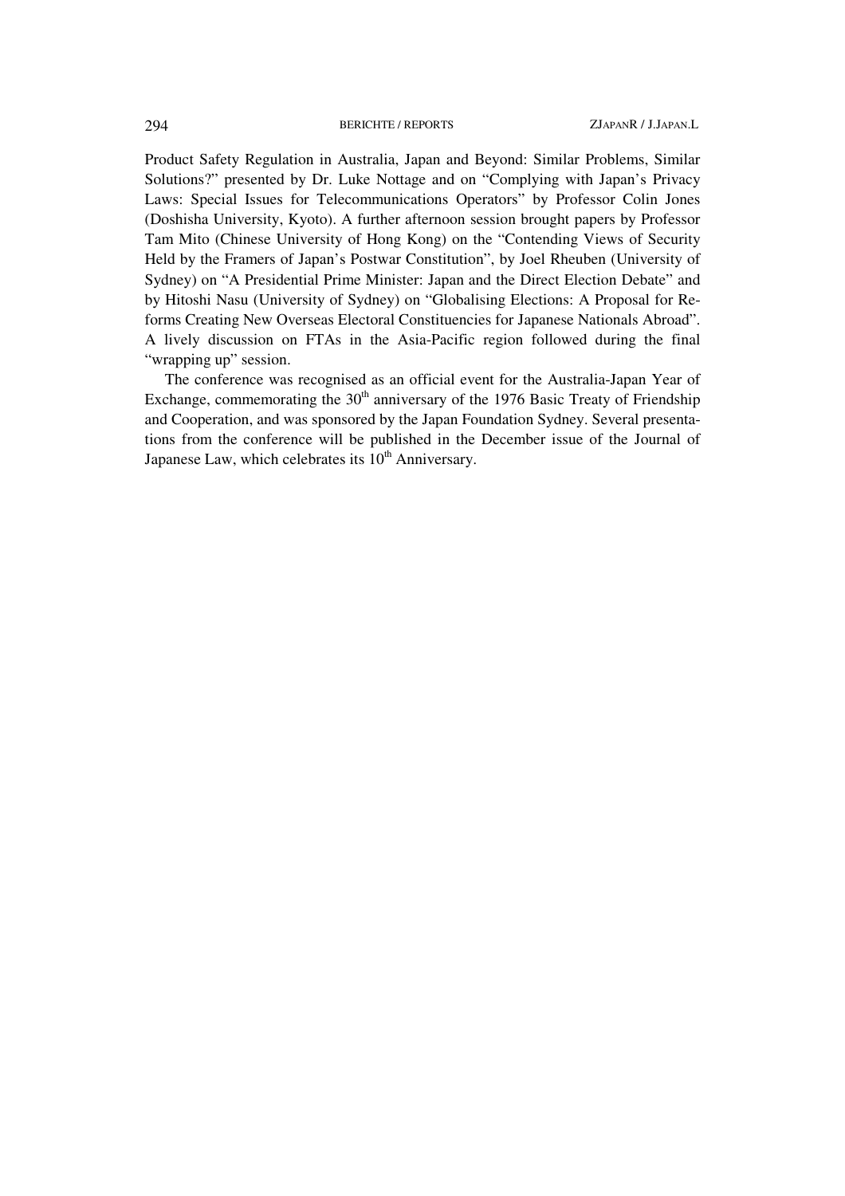Product Safety Regulation in Australia, Japan and Beyond: Similar Problems, Similar Solutions?" presented by Dr. Luke Nottage and on "Complying with Japan's Privacy Laws: Special Issues for Telecommunications Operators" by Professor Colin Jones (Doshisha University, Kyoto). A further afternoon session brought papers by Professor Tam Mito (Chinese University of Hong Kong) on the "Contending Views of Security Held by the Framers of Japan's Postwar Constitution", by Joel Rheuben (University of Sydney) on "A Presidential Prime Minister: Japan and the Direct Election Debate" and by Hitoshi Nasu (University of Sydney) on "Globalising Elections: A Proposal for Reforms Creating New Overseas Electoral Constituencies for Japanese Nationals Abroad". A lively discussion on FTAs in the Asia-Pacific region followed during the final "wrapping up" session.

The conference was recognised as an official event for the Australia-Japan Year of Exchange, commemorating the 30th anniversary of the 1976 Basic Treaty of Friendship and Cooperation, and was sponsored by the Japan Foundation Sydney. Several presentations from the conference will be published in the December issue of the Journal of Japanese Law, which celebrates its 10th Anniversary.